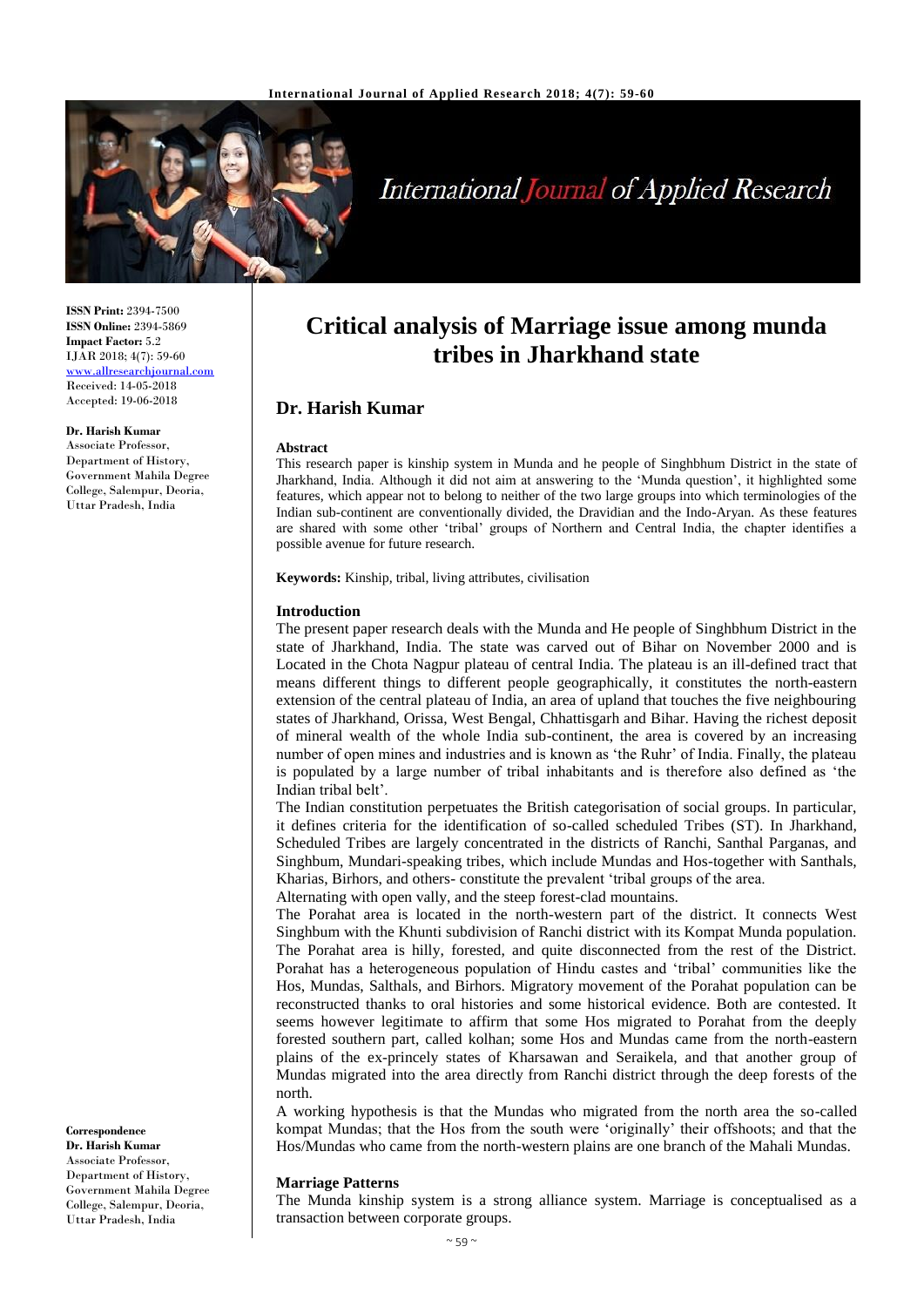# Critical analysis of Marriage issue among munda tribes in Jharkhand state

## Dr. Harish Kumar

**ISSN Print:** 2394-7500
**ISSN Online:** 2394-5869
**Impact Factor:** 5.2
IJAR 2018; 4(7): 59-60
www.allresearchjournal.com
Received: 14-05-2018
Accepted: 19-06-2018

**Dr. Harish Kumar**
Associate Professor, Department of History, Government Mahila Degree College, Salempur, Deoria, Uttar Pradesh, India

**Correspondence**
**Dr. Harish Kumar**
Associate Professor, Department of History, Government Mahila Degree College, Salempur, Deoria, Uttar Pradesh, India

### Abstract

This research paper is kinship system in Munda and he people of Singhbhum District in the state of Jharkhand, India. Although it did not aim at answering to the 'Munda question', it highlighted some features, which appear not to belong to neither of the two large groups into which terminologies of the Indian sub-continent are conventionally divided, the Dravidian and the Indo-Aryan. As these features are shared with some other 'tribal' groups of Northern and Central India, the chapter identifies a possible avenue for future research.

**Keywords:** Kinship, tribal, living attributes, civilisation

### Introduction

The present paper research deals with the Munda and He people of Singhbhum District in the state of Jharkhand, India. The state was carved out of Bihar on November 2000 and is Located in the Chota Nagpur plateau of central India. The plateau is an ill-defined tract that means different things to different people geographically, it constitutes the north-eastern extension of the central plateau of India, an area of upland that touches the five neighbouring states of Jharkhand, Orissa, West Bengal, Chhattisgarh and Bihar. Having the richest deposit of mineral wealth of the whole India sub-continent, the area is covered by an increasing number of open mines and industries and is known as 'the Ruhr' of India. Finally, the plateau is populated by a large number of tribal inhabitants and is therefore also defined as 'the Indian tribal belt'.

The Indian constitution perpetuates the British categorisation of social groups. In particular, it defines criteria for the identification of so-called scheduled Tribes (ST). In Jharkhand, Scheduled Tribes are largely concentrated in the districts of Ranchi, Santhal Parganas, and Singhbum, Mundari-speaking tribes, which include Mundas and Hos-together with Santhals, Kharias, Birhors, and others- constitute the prevalent 'tribal groups of the area.

Alternating with open vally, and the steep forest-clad mountains.

The Porahat area is located in the north-western part of the district. It connects West Singhbum with the Khunti subdivision of Ranchi district with its Kompat Munda population. The Porahat area is hilly, forested, and quite disconnected from the rest of the District. Porahat has a heterogeneous population of Hindu castes and 'tribal' communities like the Hos, Mundas, Salthals, and Birhors. Migratory movement of the Porahat population can be reconstructed thanks to oral histories and some historical evidence. Both are contested. It seems however legitimate to affirm that some Hos migrated to Porahat from the deeply forested southern part, called kolhan; some Hos and Mundas came from the north-eastern plains of the ex-princely states of Kharsawan and Seraikela, and that another group of Mundas migrated into the area directly from Ranchi district through the deep forests of the north.

A working hypothesis is that the Mundas who migrated from the north area the so-called kompat Mundas; that the Hos from the south were 'originally' their offshoots; and that the Hos/Mundas who came from the north-western plains are one branch of the Mahali Mundas.

### Marriage Patterns

The Munda kinship system is a strong alliance system. Marriage is conceptualised as a transaction between corporate groups.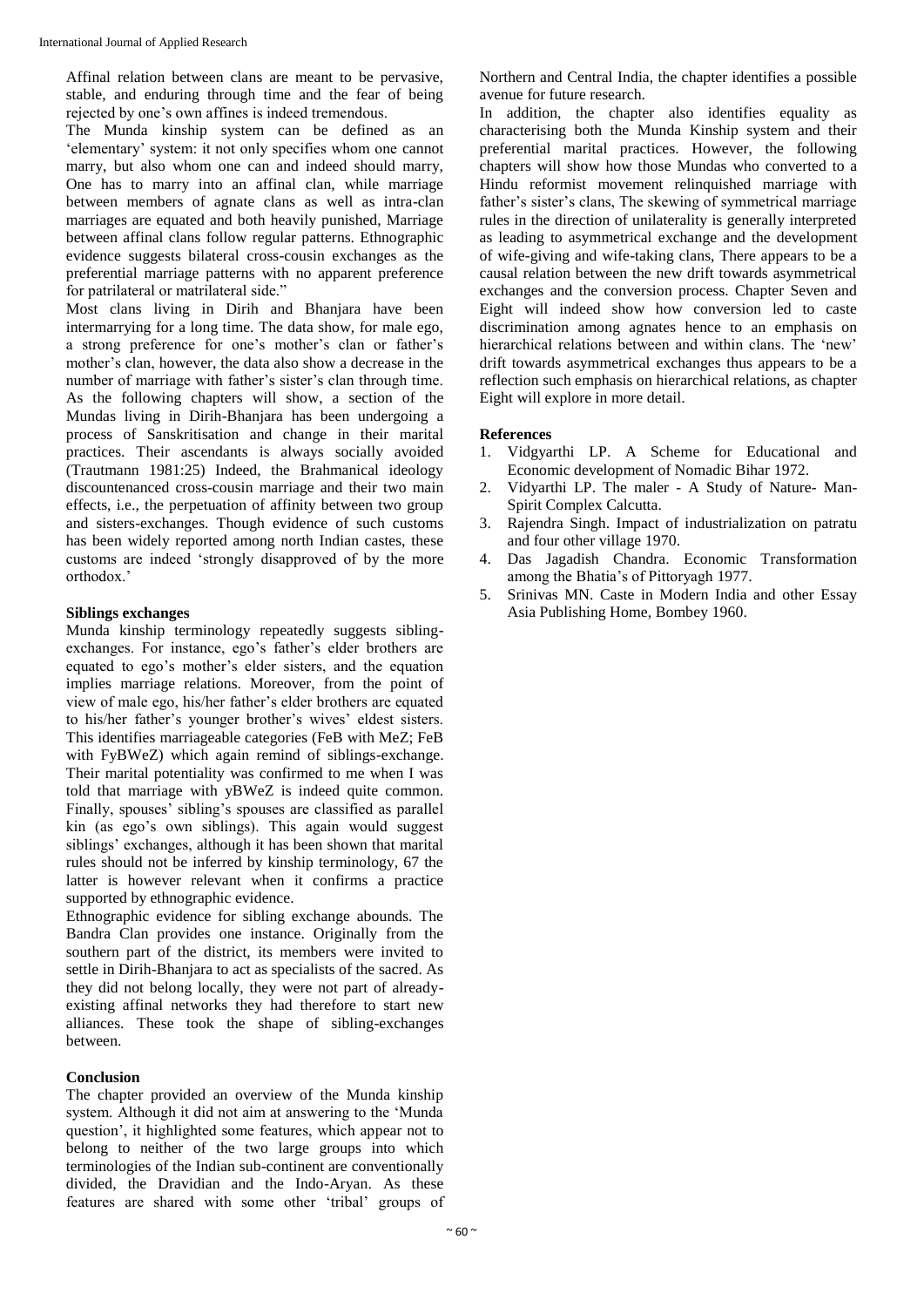Affinal relation between clans are meant to be pervasive, stable, and enduring through time and the fear of being rejected by one's own affines is indeed tremendous.

The Munda kinship system can be defined as an 'elementary' system: it not only specifies whom one cannot marry, but also whom one can and indeed should marry, One has to marry into an affinal clan, while marriage between members of agnate clans as well as intra-clan marriages are equated and both heavily punished, Marriage between affinal clans follow regular patterns. Ethnographic evidence suggests bilateral cross-cousin exchanges as the preferential marriage patterns with no apparent preference for patrilateral or matrilateral side."

Most clans living in Dirih and Bhanjara have been intermarrying for a long time. The data show, for male ego, a strong preference for one's mother's clan or father's mother's clan, however, the data also show a decrease in the number of marriage with father's sister's clan through time. As the following chapters will show, a section of the Mundas living in Dirih-Bhanjara has been undergoing a process of Sanskritisation and change in their marital practices. Their ascendants is always socially avoided (Trautmann 1981:25) Indeed, the Brahmanical ideology discountenanced cross-cousin marriage and their two main effects, i.e., the perpetuation of affinity between two group and sisters-exchanges. Though evidence of such customs has been widely reported among north Indian castes, these customs are indeed 'strongly disapproved of by the more orthodox.'

### Siblings exchanges

Munda kinship terminology repeatedly suggests sibling-exchanges. For instance, ego's father's elder brothers are equated to ego's mother's elder sisters, and the equation implies marriage relations. Moreover, from the point of view of male ego, his/her father's elder brothers are equated to his/her father's younger brother's wives' eldest sisters. This identifies marriageable categories (FeB with MeZ; FeB with FyBWeZ) which again remind of siblings-exchange. Their marital potentiality was confirmed to me when I was told that marriage with yBWeZ is indeed quite common. Finally, spouses' sibling's spouses are classified as parallel kin (as ego's own siblings). This again would suggest siblings' exchanges, although it has been shown that marital rules should not be inferred by kinship terminology, 67 the latter is however relevant when it confirms a practice supported by ethnographic evidence.

Ethnographic evidence for sibling exchange abounds. The Bandra Clan provides one instance. Originally from the southern part of the district, its members were invited to settle in Dirih-Bhanjara to act as specialists of the sacred. As they did not belong locally, they were not part of already-existing affinal networks they had therefore to start new alliances. These took the shape of sibling-exchanges between.

### Conclusion

The chapter provided an overview of the Munda kinship system. Although it did not aim at answering to the 'Munda question', it highlighted some features, which appear not to belong to neither of the two large groups into which terminologies of the Indian sub-continent are conventionally divided, the Dravidian and the Indo-Aryan. As these features are shared with some other 'tribal' groups of Northern and Central India, the chapter identifies a possible avenue for future research.

In addition, the chapter also identifies equality as characterising both the Munda Kinship system and their preferential marital practices. However, the following chapters will show how those Mundas who converted to a Hindu reformist movement relinquished marriage with father's sister's clans, The skewing of symmetrical marriage rules in the direction of unilaterality is generally interpreted as leading to asymmetrical exchange and the development of wife-giving and wife-taking clans, There appears to be a causal relation between the new drift towards asymmetrical exchanges and the conversion process. Chapter Seven and Eight will indeed show how conversion led to caste discrimination among agnates hence to an emphasis on hierarchical relations between and within clans. The 'new' drift towards asymmetrical exchanges thus appears to be a reflection such emphasis on hierarchical relations, as chapter Eight will explore in more detail.

### References

1. Vidgyarthi LP. A Scheme for Educational and Economic development of Nomadic Bihar 1972.
2. Vidyarthi LP. The maler - A Study of Nature- Man-Spirit Complex Calcutta.
3. Rajendra Singh. Impact of industrialization on patratu and four other village 1970.
4. Das Jagadish Chandra. Economic Transformation among the Bhatia's of Pittoryagh 1977.
5. Srinivas MN. Caste in Modern India and other Essay Asia Publishing Home, Bombey 1960.